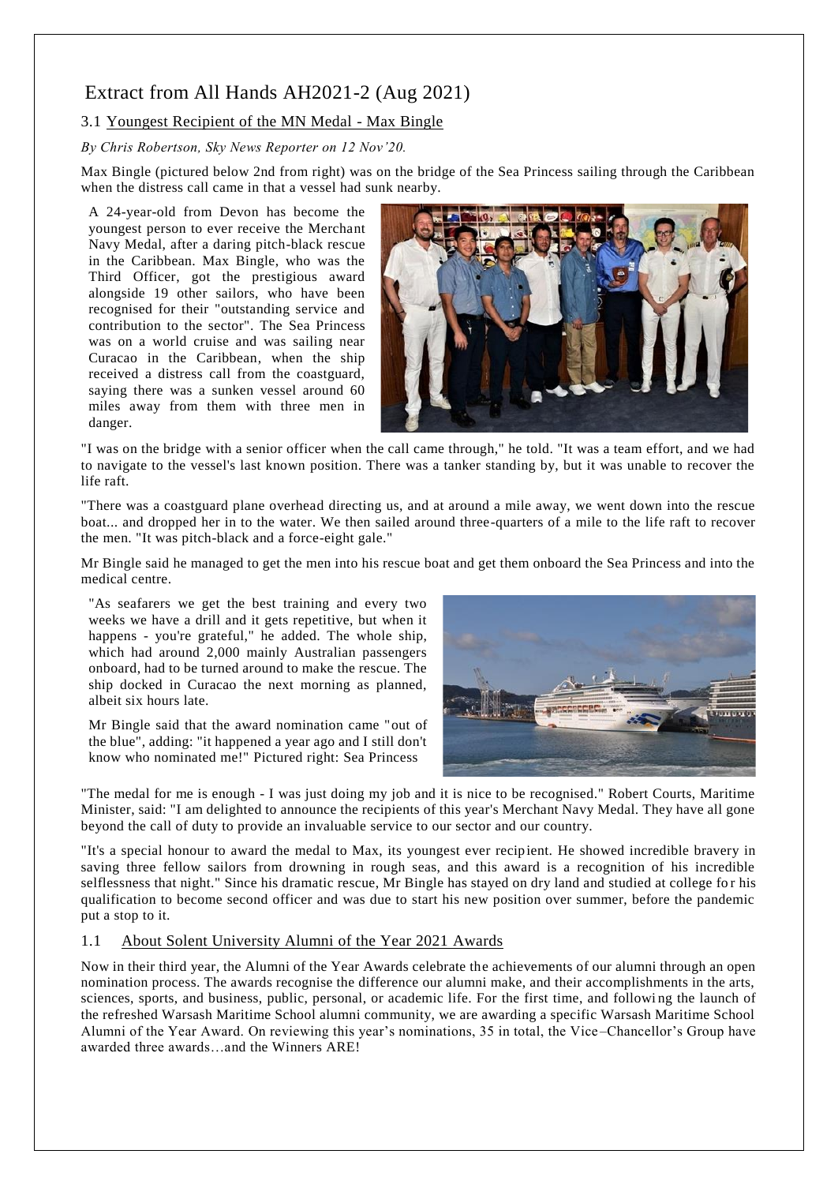# Extract from All Hands AH2021-2 (Aug 2021)

## 3.1 Youngest Recipient of the MN Medal - Max Bingle

*By Chris Robertson, Sky News Reporter on 12 Nov'20.*

Max Bingle (pictured below 2nd from right) was on the bridge of the Sea Princess sailing through the Caribbean when the distress call came in that a vessel had sunk nearby.

A 24-year-old from Devon has become the youngest person to ever receive the Merchant Navy Medal, after a daring pitch-black rescue in the Caribbean. Max Bingle, who was the Third Officer, got the prestigious award alongside 19 other sailors, who have been recognised for their "outstanding service and contribution to the sector". The Sea Princess was on a world cruise and was sailing near Curacao in the Caribbean, when the ship received a distress call from the coastguard, saying there was a sunken vessel around 60 miles away from them with three men in danger.

"I was on the bridge with a senior officer when the call came through," he told. "It was a team effort, and we had to navigate to the vessel's last known position. There was a tanker standing by, but it was unable to recover the life raft.

"There was a coastguard plane overhead directing us, and at around a mile away, we went down into the rescue boat... and dropped her in to the water. We then sailed around three-quarters of a mile to the life raft to recover the men. "It was pitch-black and a force-eight gale."

Mr Bingle said he managed to get the men into his rescue boat and get them onboard the Sea Princess and into the medical centre.

"As seafarers we get the best training and every two weeks we have a drill and it gets repetitive, but when it happens - you're grateful," he added. The whole ship, which had around 2,000 mainly Australian passengers onboard, had to be turned around to make the rescue. The ship docked in Curacao the next morning as planned, albeit six hours late.

Mr Bingle said that the award nomination came "out of the blue", adding: "it happened a year ago and I still don't know who nominated me!" Pictured right: Sea Princess

"The medal for me is enough - I was just doing my job and it is nice to be recognised." Robert Courts, Maritime Minister, said: "I am delighted to announce the recipients of this year's Merchant Navy Medal. They have all gone beyond the call of duty to provide an invaluable service to our sector and our country.

"It's a special honour to award the medal to Max, its youngest ever recipient. He showed incredible bravery in saving three fellow sailors from drowning in rough seas, and this award is a recognition of his incredible selflessness that night." Since his dramatic rescue, Mr Bingle has stayed on dry land and studied at college for his qualification to become second officer and was due to start his new position over summer, before the pandemic put a stop to it.

## 1.1 About Solent University Alumni of the Year 2021 Awards

Now in their third year, the Alumni of the Year Awards celebrate the achievements of our alumni through an open nomination process. The awards recognise the difference our alumni make, and their accomplishments in the arts, sciences, sports, and business, public, personal, or academic life. For the first time, and following the launch of the refreshed Warsash Maritime School alumni community, we are awarding a specific Warsash Maritime School Alumni of the Year Award. On reviewing this year's nominations, 35 in total, the Vice–Chancellor's Group have awarded three awards…and the Winners ARE!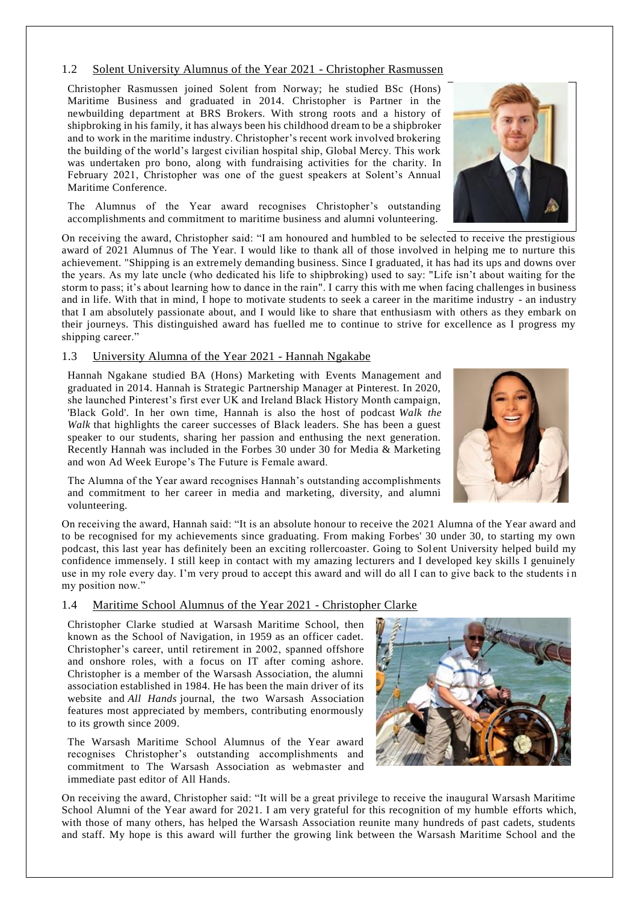## 1.2 Solent University Alumnus of the Year 2021 - Christopher Rasmussen

Christopher Rasmussen joined Solent from Norway; he studied BSc (Hons) Maritime Business and graduated in 2014. Christopher is Partner in the newbuilding department at BRS Brokers. With strong roots and a history of shipbroking in his family, it has always been his childhood dream to be a shipbroker and to work in the maritime industry. Christopher's recent work involved brokering the building of the world's largest civilian hospital ship, Global Mercy. This work was undertaken pro bono, along with fundraising activities for the charity. In February 2021, Christopher was one of the guest speakers at Solent's Annual Maritime Conference.

The Alumnus of the Year award recognises Christopher's outstanding accomplishments and commitment to maritime business and alumni volunteering.

On receiving the award, Christopher said: "I am honoured and humbled to be selected to receive the prestigious award of 2021 Alumnus of The Year. I would like to thank all of those involved in helping me to nurture this achievement. "Shipping is an extremely demanding business. Since I graduated, it has had its ups and downs over the years. As my late uncle (who dedicated his life to shipbroking) used to say: "Life isn't about waiting for the storm to pass; it's about learning how to dance in the rain". I carry this with me when facing challenges in business and in life. With that in mind, I hope to motivate students to seek a career in the maritime industry - an industry that I am absolutely passionate about, and I would like to share that enthusiasm with others as they embark on their journeys. This distinguished award has fuelled me to continue to strive for excellence as I progress my shipping career."

## 1.3 University Alumna of the Year 2021 - Hannah Ngakabe

Hannah Ngakane studied BA (Hons) Marketing with Events Management and graduated in 2014. Hannah is Strategic Partnership Manager at Pinterest. In 2020, she launched Pinterest's first ever UK and Ireland Black History Month campaign, 'Black Gold'. In her own time, Hannah is also the host of podcast *Walk the Walk* that highlights the career successes of Black leaders. She has been a guest speaker to our students, sharing her passion and enthusing the next generation. Recently Hannah was included in the Forbes 30 under 30 for Media & Marketing and won Ad Week Europe's The Future is Female award.

The Alumna of the Year award recognises Hannah's outstanding accomplishments and commitment to her career in media and marketing, diversity, and alumni volunteering.

On receiving the award, Hannah said: "It is an absolute honour to receive the 2021 Alumna of the Year award and to be recognised for my achievements since graduating. From making Forbes' 30 under 30, to starting my own podcast, this last year has definitely been an exciting rollercoaster. Going to Solent University helped build my confidence immensely. I still keep in contact with my amazing lecturers and I developed key skills I genuinely use in my role every day. I'm very proud to accept this award and will do all I can to give back to the students in my position now."

## 1.4 Maritime School Alumnus of the Year 2021 - Christopher Clarke

Christopher Clarke studied at Warsash Maritime School, then known as the School of Navigation, in 1959 as an officer cadet. Christopher's career, until retirement in 2002, spanned offshore and onshore roles, with a focus on IT after coming ashore. Christopher is a member of the Warsash Association, the alumni association established in 1984. He has been the main driver of its website and *All Hands* journal, the two Warsash Association features most appreciated by members, contributing enormously to its growth since 2009.

The Warsash Maritime School Alumnus of the Year award recognises Christopher's outstanding accomplishments and commitment to The Warsash Association as webmaster and immediate past editor of All Hands.

On receiving the award, Christopher said: "It will be a great privilege to receive the inaugural Warsash Maritime School Alumni of the Year award for 2021. I am very grateful for this recognition of my humble efforts which, with those of many others, has helped the Warsash Association reunite many hundreds of past cadets, students and staff. My hope is this award will further the growing link between the Warsash Maritime School and the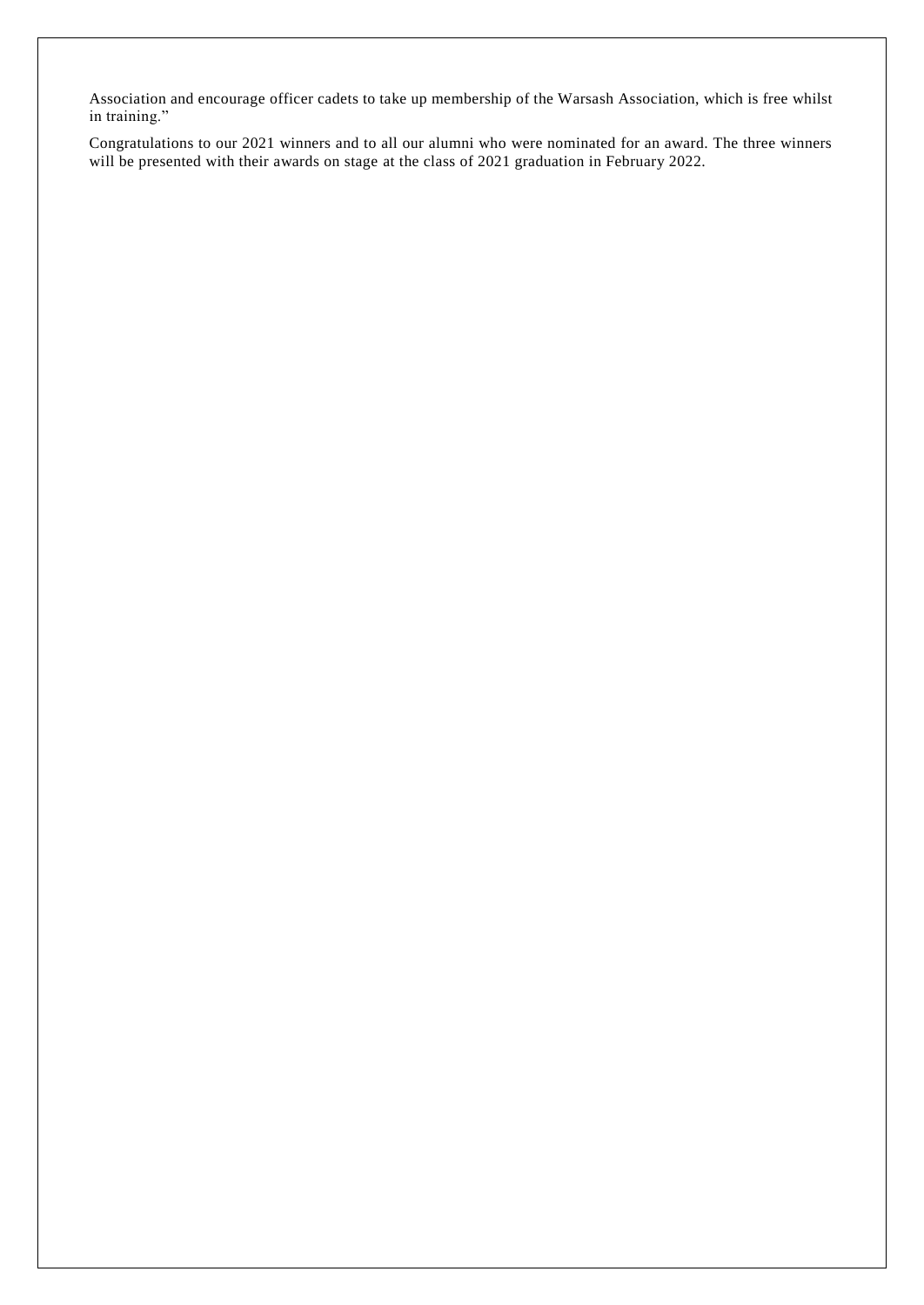Association and encourage officer cadets to take up membership of the Warsash Association, which is free whilst in training."

Congratulations to our 2021 winners and to all our alumni who were nominated for an award. The three winners will be presented with their awards on stage at the class of 2021 graduation in February 2022.